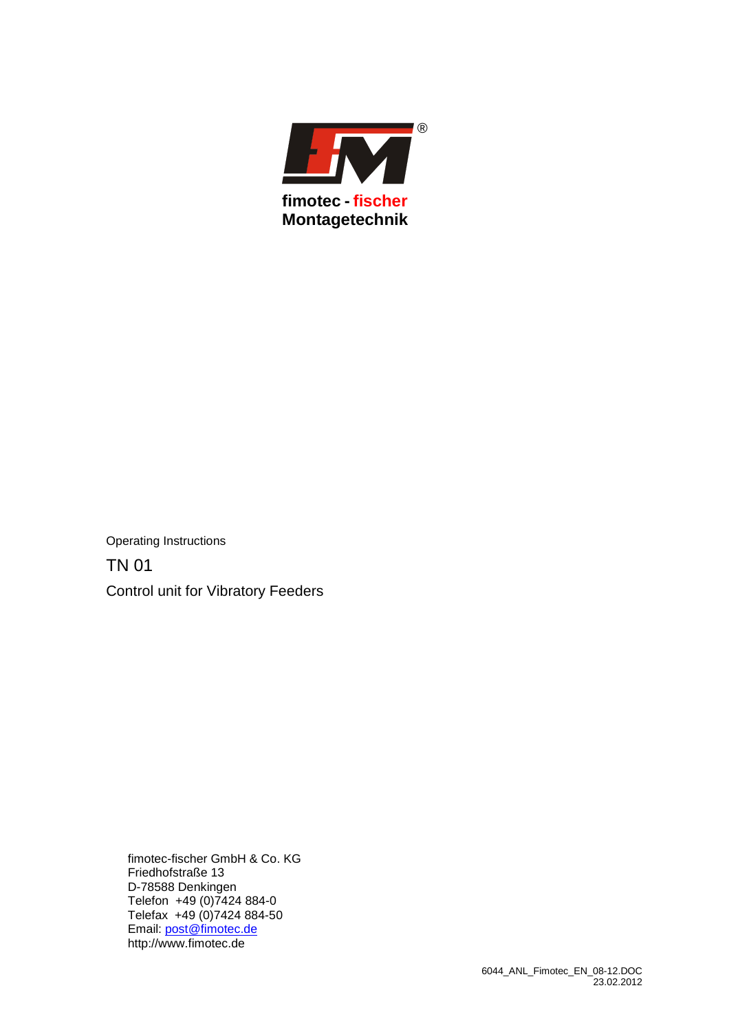fimotec - fischer
Montagetechnik

Operating Instructions

# TN 01

## Control unit for Vibratory Feeders

fimotec-fischer GmbH & Co. KG
Friedhofstraße 13
D-78588 Denkingen
Telefon +49 (0)7424 884-0
Telefax +49 (0)7424 884-50
Email: post@fimotec.de
http://www.fimotec.de

6044_ANL_Fimotec_EN_08-12.DOC
23.02.2012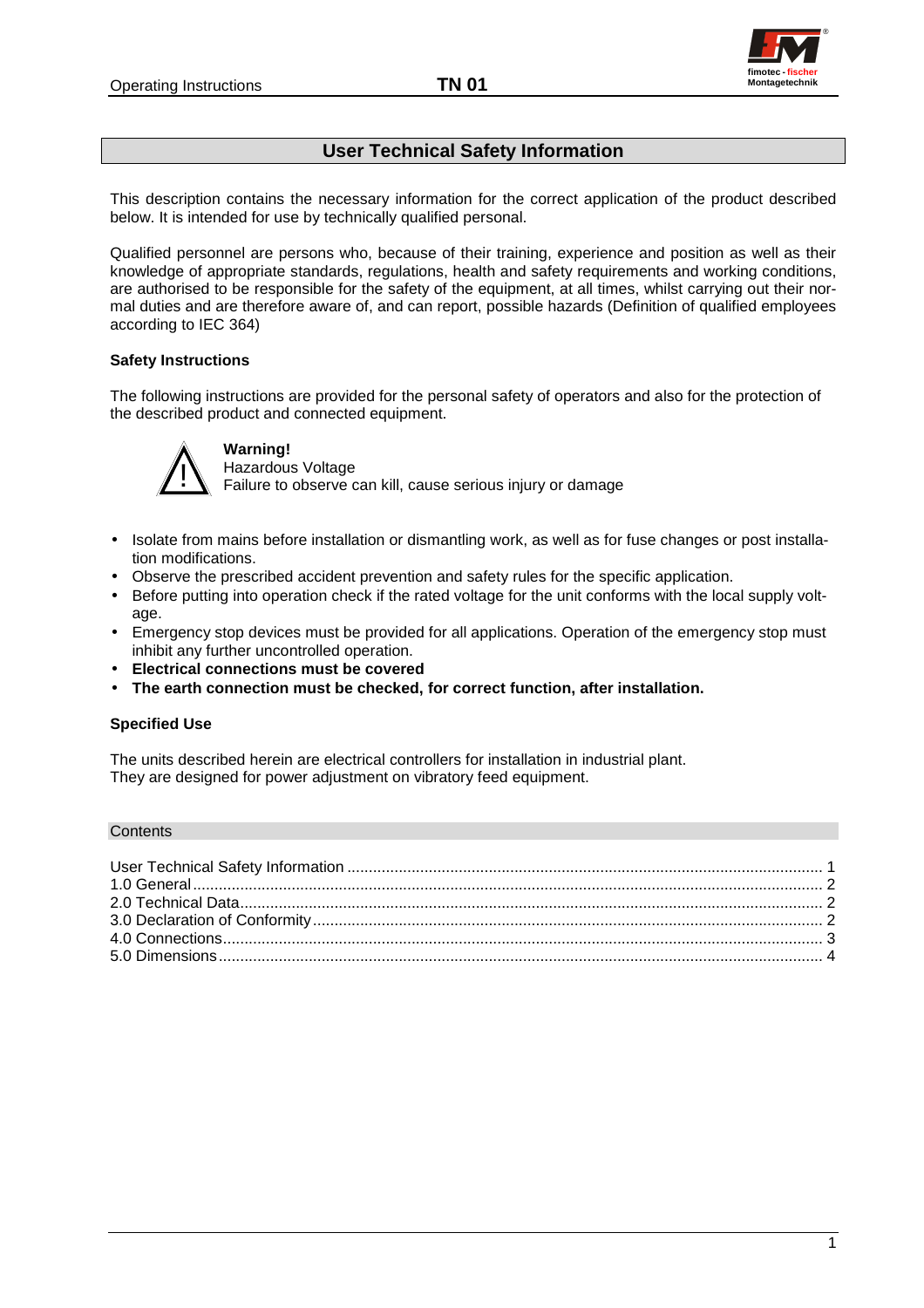# User Technical Safety Information

This description contains the necessary information for the correct application of the product described below. It is intended for use by technically qualified personal.

Qualified personnel are persons who, because of their training, experience and position as well as their knowledge of appropriate standards, regulations, health and safety requirements and working conditions, are authorised to be responsible for the safety of the equipment, at all times, whilst carrying out their normal duties and are therefore aware of, and can report, possible hazards (Definition of qualified employees according to IEC 364)

### Safety Instructions

The following instructions are provided for the personal safety of operators and also for the protection of the described product and connected equipment.

**Warning!**
Hazardous Voltage
Failure to observe can kill, cause serious injury or damage

- Isolate from mains before installation or dismantling work, as well as for fuse changes or post installation modifications.
- Observe the prescribed accident prevention and safety rules for the specific application.
- Before putting into operation check if the rated voltage for the unit conforms with the local supply voltage.
- Emergency stop devices must be provided for all applications. Operation of the emergency stop must inhibit any further uncontrolled operation.
- **Electrical connections must be covered**
- **The earth connection must be checked, for correct function, after installation.**

### Specified Use

The units described herein are electrical controllers for installation in industrial plant.
They are designed for power adjustment on vibratory feed equipment.

## Contents

User Technical Safety Information .......... 1
1.0 General .......... 2
2.0 Technical Data .......... 2
3.0 Declaration of Conformity .......... 2
4.0 Connections .......... 3
5.0 Dimensions .......... 4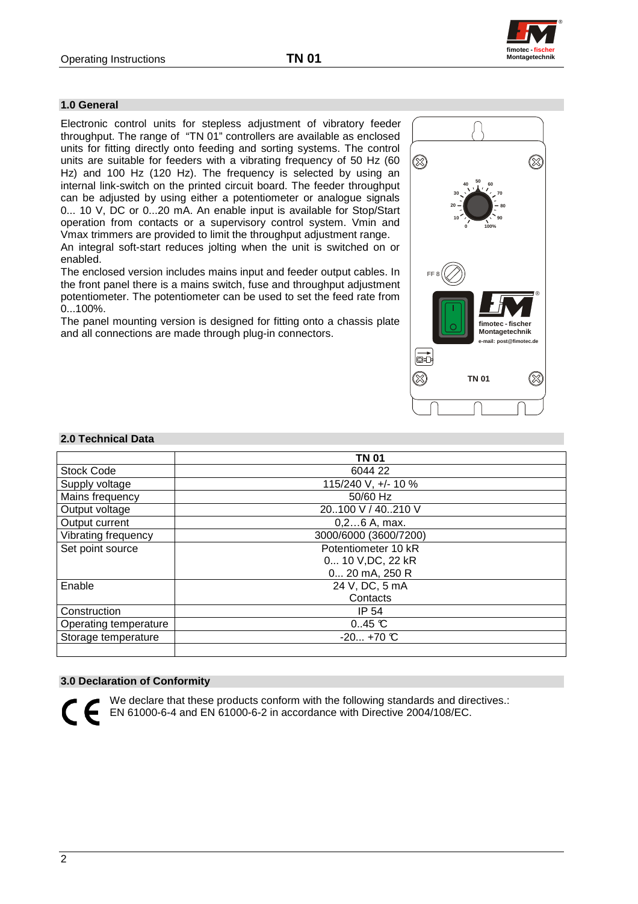## 1.0 General

Electronic control units for stepless adjustment of vibratory feeder throughput. The range of "TN 01" controllers are available as enclosed units for fitting directly onto feeding and sorting systems. The control units are suitable for feeders with a vibrating frequency of 50 Hz (60 Hz) and 100 Hz (120 Hz). The frequency is selected by using an internal link-switch on the printed circuit board. The feeder throughput can be adjusted by using either a potentiometer or analogue signals 0... 10 V, DC or 0...20 mA. An enable input is available for Stop/Start operation from contacts or a supervisory control system. Vmin and Vmax trimmers are provided to limit the throughput adjustment range.

An integral soft-start reduces jolting when the unit is switched on or enabled.

The enclosed version includes mains input and feeder output cables. In the front panel there is a mains switch, fuse and throughput adjustment potentiometer. The potentiometer can be used to set the feed rate from 0...100%.

The panel mounting version is designed for fitting onto a chassis plate and all connections are made through plug-in connectors.

## 2.0 Technical Data

| | TN 01 |
|---|---|
| Stock Code | 6044 22 |
| Supply voltage | 115/240 V, +/- 10 % |
| Mains frequency | 50/60 Hz |
| Output voltage | 20..100 V / 40..210 V |
| Output current | 0,2…6 A, max. |
| Vibrating frequency | 3000/6000 (3600/7200) |
| Set point source | Potentiometer 10 kR<br>0... 10 V,DC, 22 kR<br>0... 20 mA, 250 R |
| Enable | 24 V, DC, 5 mA<br>Contacts |
| Construction | IP 54 |
| Operating temperature | 0..45 °C |
| Storage temperature | -20... +70 °C |
| | |

## 3.0 Declaration of Conformity

CE

We declare that these products conform with the following standards and directives.: EN 61000-6-4 and EN 61000-6-2 in accordance with Directive 2004/108/EC.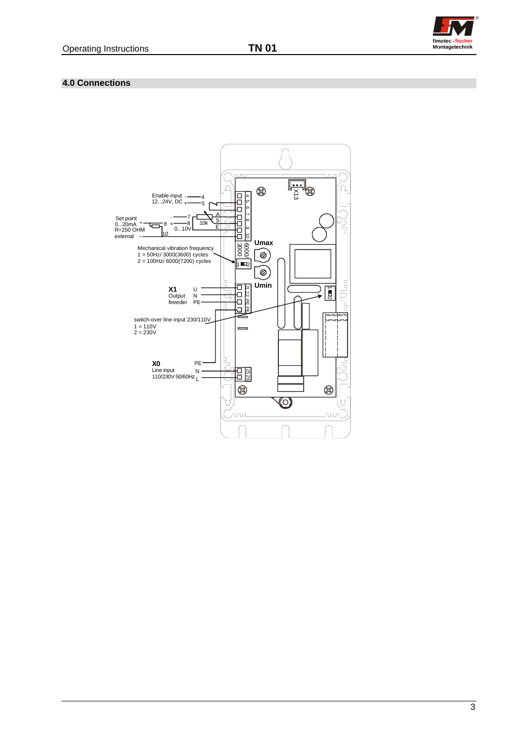## 4.0 Connections

Enable input 12...24V, DC - 4, + 5

Set point 0...20mA R=250 OHM external + 8, - 10

- 7, + 8, 10k A S E, 0...10V, 10

Mechanical vibration frequency
1 = 50Hz/ 3000(3600) cycles
2 = 100Hz/ 6000(7200) cycles

6000/3000

Umax

Umin

X13

X1 Output feeeder U N PE

21 22 PE PE

switch-over line input 230/110V
1 = 110V
2 = 230V

X0 Line input 110/230V 50/60Hz PE N L

25 26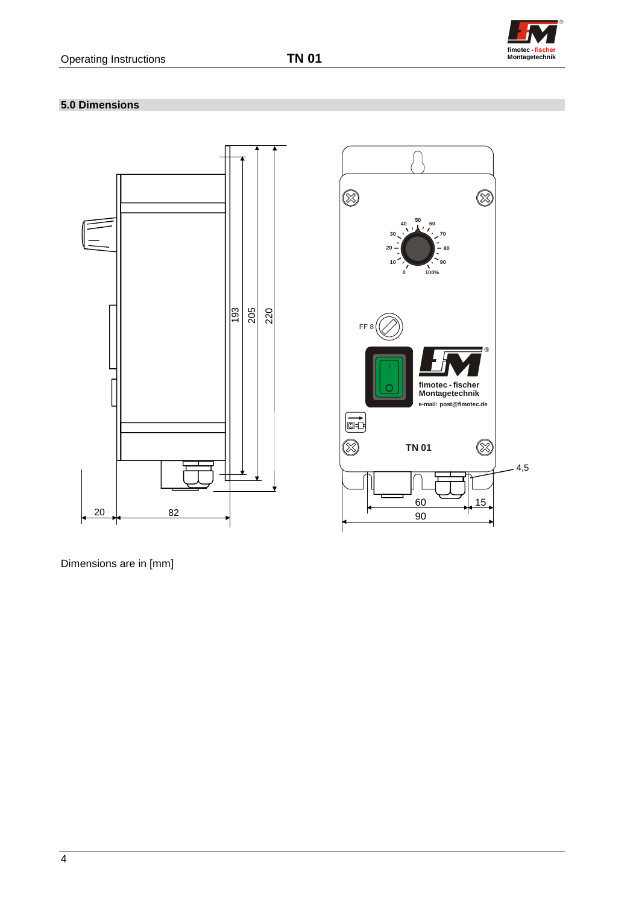## 5.0 Dimensions

193
205
220
20
82

50
40
60
30
70
20
80
10
90
0
100%

FF 8

fimotec - fischer
Montagetechnik
e-mail: post@fimotec.de

TN 01

4,5
60
15
90

Dimensions are in [mm]